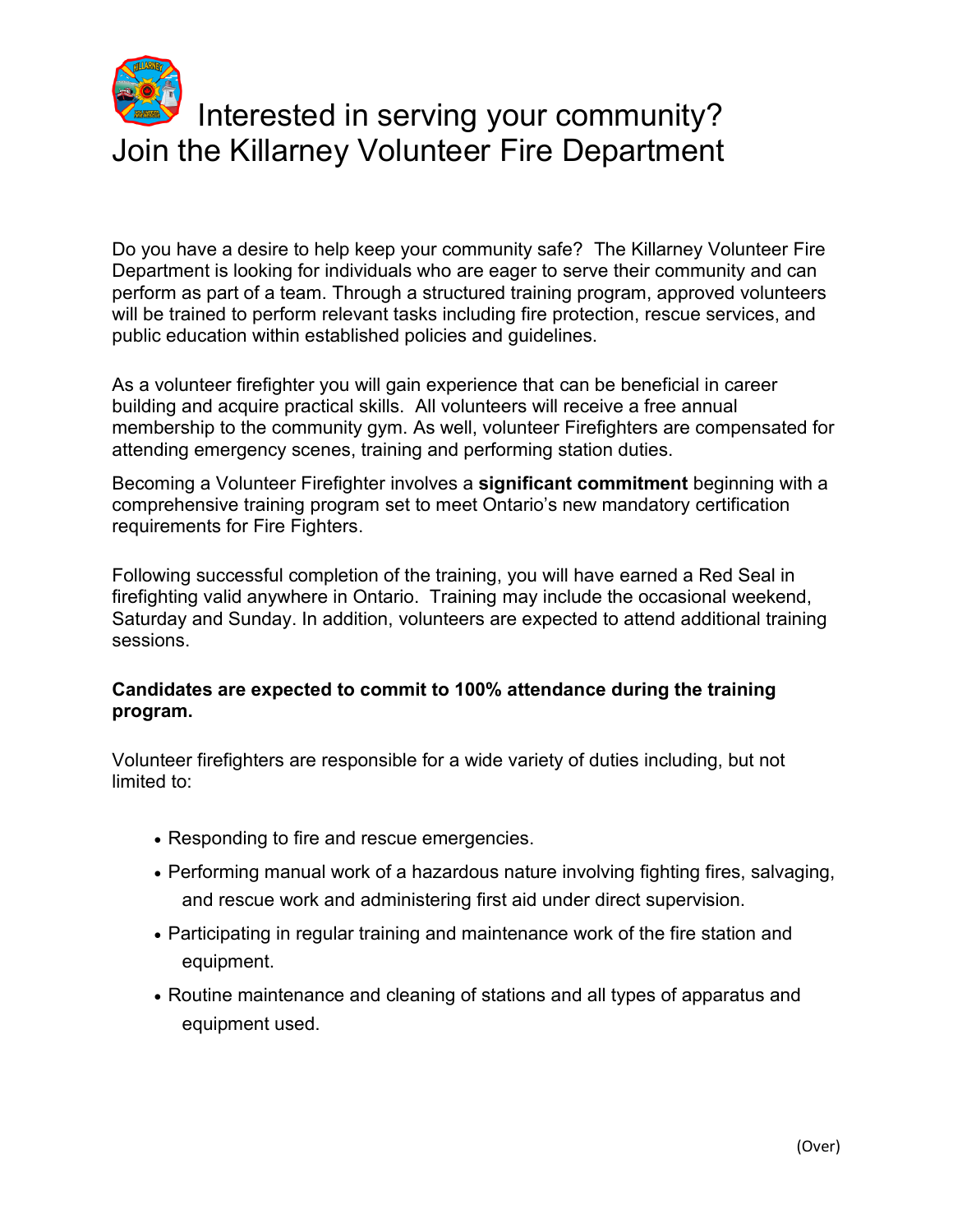# Interested in serving your community? Join the Killarney Volunteer Fire Department

Do you have a desire to help keep your community safe? The Killarney Volunteer Fire Department is looking for individuals who are eager to serve their community and can perform as part of a team. Through a structured training program, approved volunteers will be trained to perform relevant tasks including fire protection, rescue services, and public education within established policies and guidelines.

As a volunteer firefighter you will gain experience that can be beneficial in career building and acquire practical skills. All volunteers will receive a free annual membership to the community gym. As well, volunteer Firefighters are compensated for attending emergency scenes, training and performing station duties.

Becoming a Volunteer Firefighter involves a **significant commitment** beginning with a comprehensive training program set to meet Ontario's new mandatory certification requirements for Fire Fighters.

Following successful completion of the training, you will have earned a Red Seal in firefighting valid anywhere in Ontario. Training may include the occasional weekend, Saturday and Sunday. In addition, volunteers are expected to attend additional training sessions.

**Candidates are expected to commit to 100% attendance during the training program.**

Volunteer firefighters are responsible for a wide variety of duties including, but not limited to:

- Responding to fire and rescue emergencies.
- Performing manual work of a hazardous nature involving fighting fires, salvaging, and rescue work and administering first aid under direct supervision.
- Participating in regular training and maintenance work of the fire station and equipment.
- Routine maintenance and cleaning of stations and all types of apparatus and equipment used.

(Over)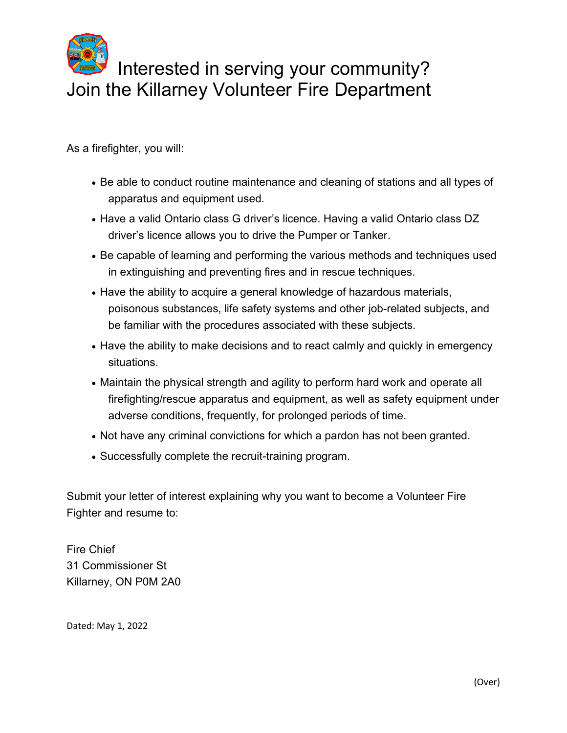# Interested in serving your community? Join the Killarney Volunteer Fire Department

As a firefighter, you will:

- Be able to conduct routine maintenance and cleaning of stations and all types of apparatus and equipment used.
- Have a valid Ontario class G driver's licence. Having a valid Ontario class DZ driver's licence allows you to drive the Pumper or Tanker.
- Be capable of learning and performing the various methods and techniques used in extinguishing and preventing fires and in rescue techniques.
- Have the ability to acquire a general knowledge of hazardous materials, poisonous substances, life safety systems and other job-related subjects, and be familiar with the procedures associated with these subjects.
- Have the ability to make decisions and to react calmly and quickly in emergency situations.
- Maintain the physical strength and agility to perform hard work and operate all firefighting/rescue apparatus and equipment, as well as safety equipment under adverse conditions, frequently, for prolonged periods of time.
- Not have any criminal convictions for which a pardon has not been granted.
- Successfully complete the recruit-training program.

Submit your letter of interest explaining why you want to become a Volunteer Fire Fighter and resume to:

Fire Chief
31 Commissioner St
Killarney, ON P0M 2A0

Dated: May 1, 2022

(Over)